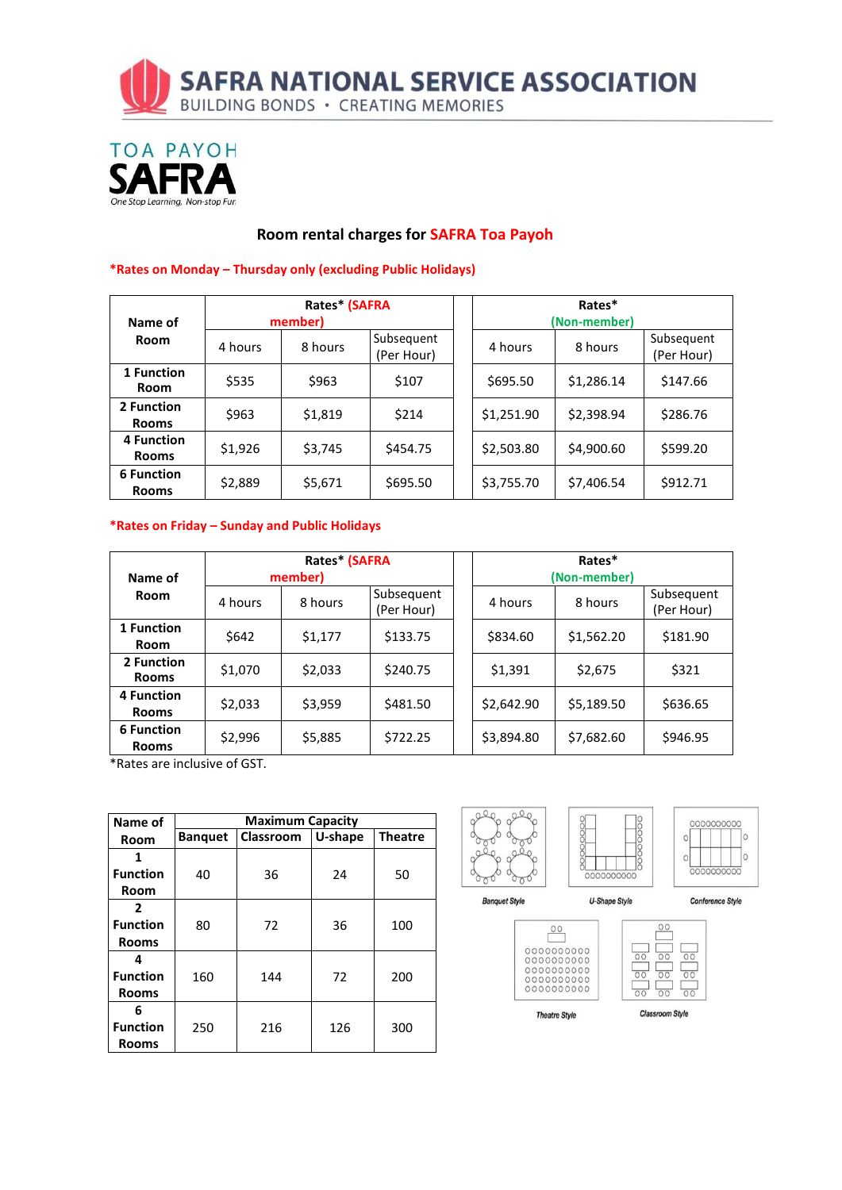# SAFRA NATIONAL SERVICE ASSOCIATION

BUILDING BONDS • CREATING MEMORIES

TOA PAYOH **SAFRA**

*One Stop Learning, Non-stop Fun*

## Room rental charges for SAFRA Toa Payoh

**\*Rates on Monday – Thursday only (excluding Public Holidays)**

| Name of Room | Rates* (SAFRA member) | | | Rates* (Non-member) | | |
|---|---|---|---|---|---|---|
| | 4 hours | 8 hours | Subsequent (Per Hour) | 4 hours | 8 hours | Subsequent (Per Hour) |
| **1 Function Room** | $535 | $963 | $107 | $695.50 | $1,286.14 | $147.66 |
| **2 Function Rooms** | $963 | $1,819 | $214 | $1,251.90 | $2,398.94 | $286.76 |
| **4 Function Rooms** | $1,926 | $3,745 | $454.75 | $2,503.80 | $4,900.60 | $599.20 |
| **6 Function Rooms** | $2,889 | $5,671 | $695.50 | $3,755.70 | $7,406.54 | $912.71 |

**\*Rates on Friday – Sunday and Public Holidays**

| Name of Room | Rates* (SAFRA member) | | | Rates* (Non-member) | | |
|---|---|---|---|---|---|---|
| | 4 hours | 8 hours | Subsequent (Per Hour) | 4 hours | 8 hours | Subsequent (Per Hour) |
| **1 Function Room** | $642 | $1,177 | $133.75 | $834.60 | $1,562.20 | $181.90 |
| **2 Function Rooms** | $1,070 | $2,033 | $240.75 | $1,391 | $2,675 | $321 |
| **4 Function Rooms** | $2,033 | $3,959 | $481.50 | $2,642.90 | $5,189.50 | $636.65 |
| **6 Function Rooms** | $2,996 | $5,885 | $722.25 | $3,894.80 | $7,682.60 | $946.95 |

\*Rates are inclusive of GST.

| Name of Room | Maximum Capacity | | | |
|---|---|---|---|---|
| | **Banquet** | **Classroom** | **U-shape** | **Theatre** |
| **1 Function Room** | 40 | 36 | 24 | 50 |
| **2 Function Rooms** | 80 | 72 | 36 | 100 |
| **4 Function Rooms** | 160 | 144 | 72 | 200 |
| **6 Function Rooms** | 250 | 216 | 126 | 300 |

Banquet Style

U-Shape Style

Conference Style

Theatre Style

Classroom Style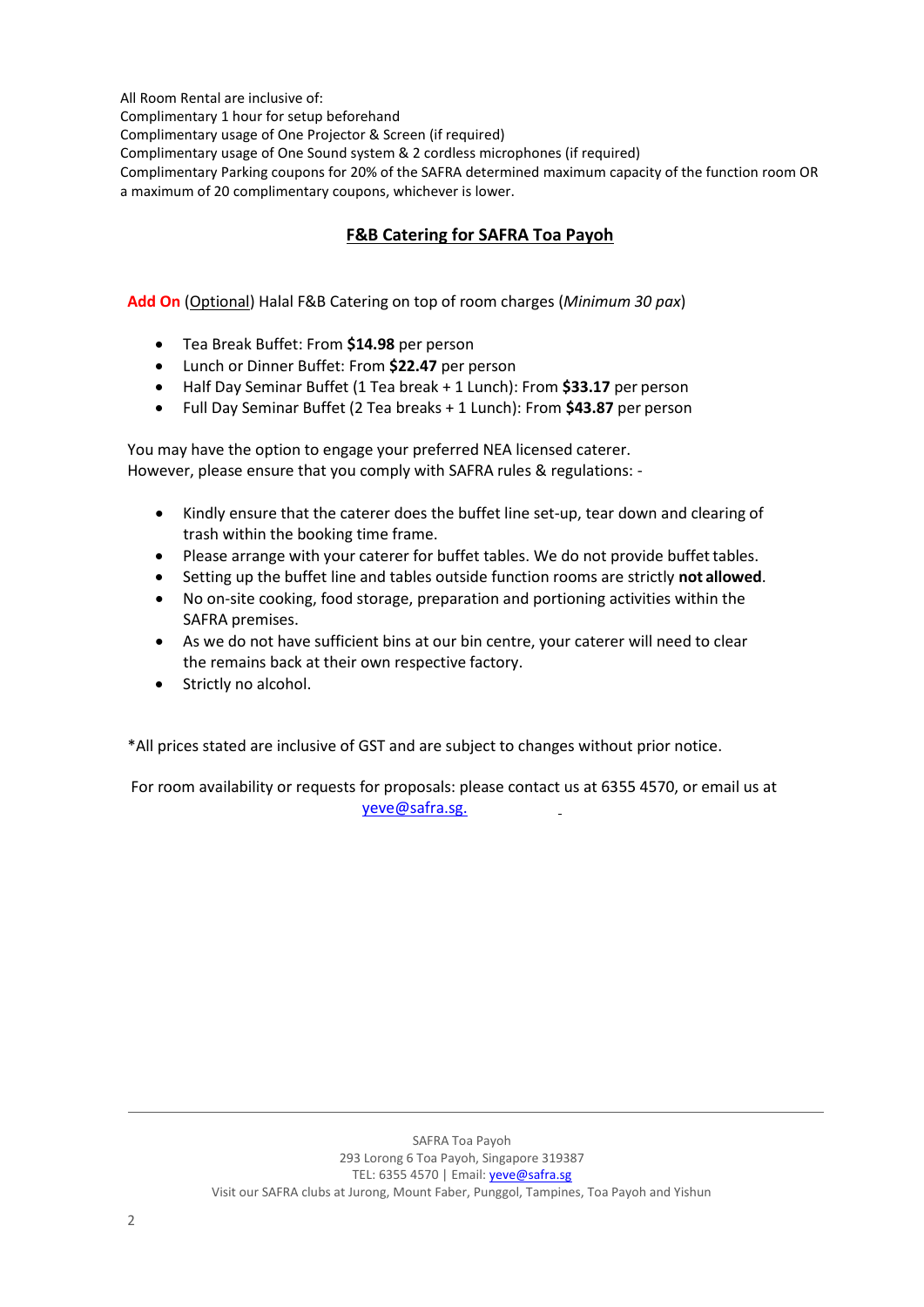All Room Rental are inclusive of:
Complimentary 1 hour for setup beforehand
Complimentary usage of One Projector & Screen (if required)
Complimentary usage of One Sound system & 2 cordless microphones (if required)
Complimentary Parking coupons for 20% of the SAFRA determined maximum capacity of the function room OR a maximum of 20 complimentary coupons, whichever is lower.

## F&B Catering for SAFRA Toa Payoh

**Add On** (Optional) Halal F&B Catering on top of room charges (*Minimum 30 pax*)

- Tea Break Buffet: From **$14.98** per person
- Lunch or Dinner Buffet: From **$22.47** per person
- Half Day Seminar Buffet (1 Tea break + 1 Lunch): From **$33.17** per person
- Full Day Seminar Buffet (2 Tea breaks + 1 Lunch): From **$43.87** per person

You may have the option to engage your preferred NEA licensed caterer.
However, please ensure that you comply with SAFRA rules & regulations: -

- Kindly ensure that the caterer does the buffet line set-up, tear down and clearing of trash within the booking time frame.
- Please arrange with your caterer for buffet tables. We do not provide buffet tables.
- Setting up the buffet line and tables outside function rooms are strictly **not allowed**.
- No on-site cooking, food storage, preparation and portioning activities within the SAFRA premises.
- As we do not have sufficient bins at our bin centre, your caterer will need to clear the remains back at their own respective factory.
- Strictly no alcohol.

*All prices stated are inclusive of GST and are subject to changes without prior notice.

For room availability or requests for proposals: please contact us at 6355 4570, or email us at yeve@safra.sg.

SAFRA Toa Payoh
293 Lorong 6 Toa Payoh, Singapore 319387
TEL: 6355 4570 | Email: yeve@safra.sg
Visit our SAFRA clubs at Jurong, Mount Faber, Punggol, Tampines, Toa Payoh and Yishun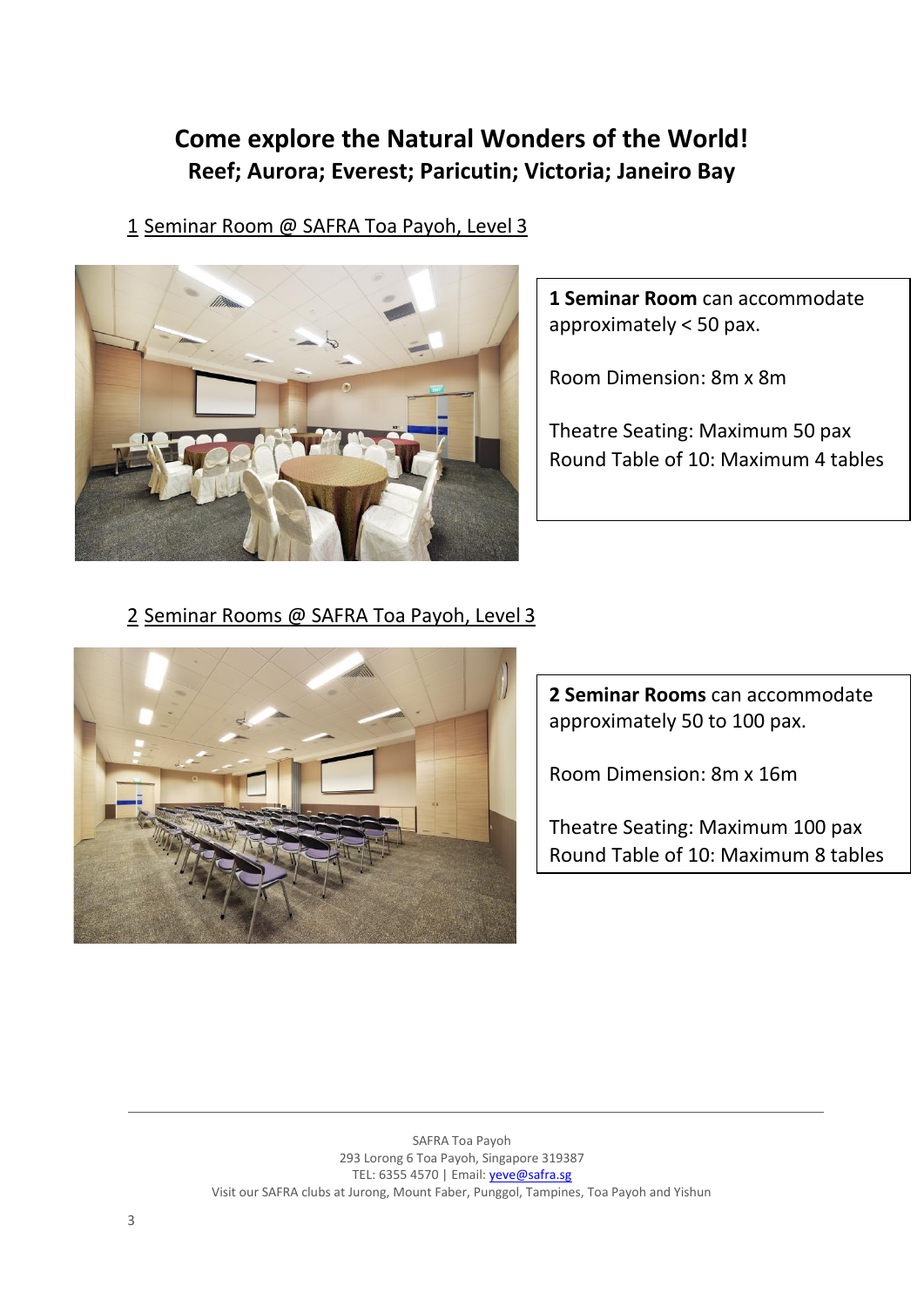# Come explore the Natural Wonders of the World!

## Reef; Aurora; Everest; Paricutin; Victoria; Janeiro Bay

1 Seminar Room @ SAFRA Toa Payoh, Level 3

**1 Seminar Room** can accommodate approximately < 50 pax.

Room Dimension: 8m x 8m

Theatre Seating: Maximum 50 pax
Round Table of 10: Maximum 4 tables

2 Seminar Rooms @ SAFRA Toa Payoh, Level 3

**2 Seminar Rooms** can accommodate approximately 50 to 100 pax.

Room Dimension: 8m x 16m

Theatre Seating: Maximum 100 pax
Round Table of 10: Maximum 8 tables

SAFRA Toa Payoh
293 Lorong 6 Toa Payoh, Singapore 319387
TEL: 6355 4570 | Email: yeve@safra.sg
Visit our SAFRA clubs at Jurong, Mount Faber, Punggol, Tampines, Toa Payoh and Yishun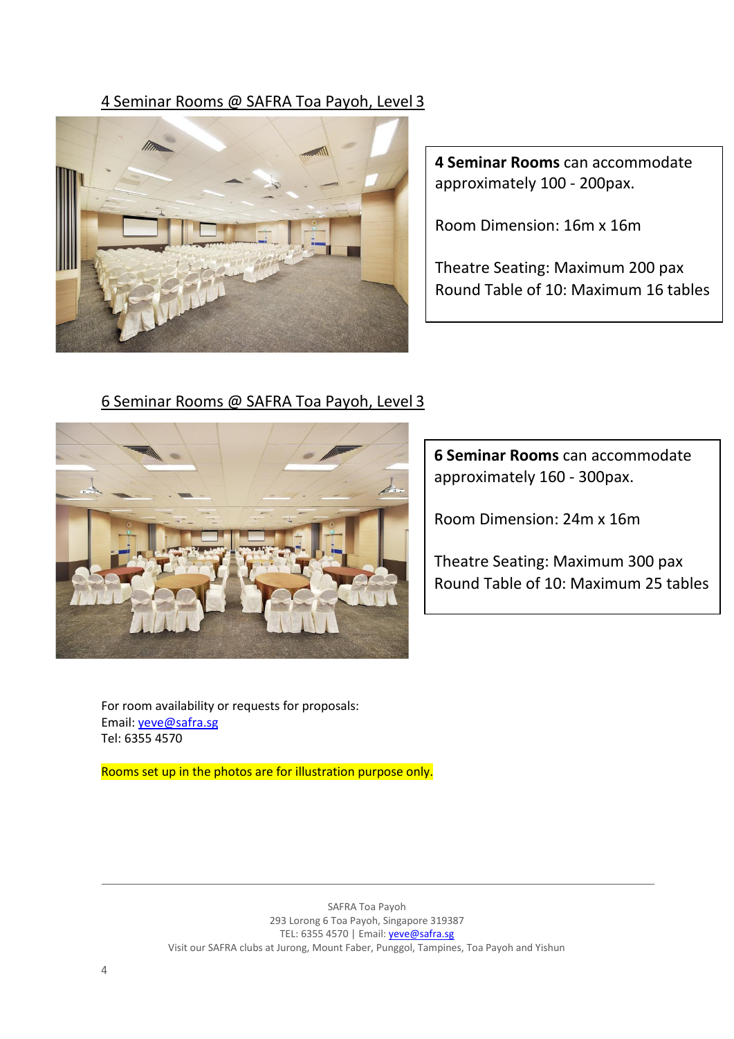4 Seminar Rooms @ SAFRA Toa Payoh, Level 3

**4 Seminar Rooms** can accommodate approximately 100 - 200pax.

Room Dimension: 16m x 16m

Theatre Seating: Maximum 200 pax
Round Table of 10: Maximum 16 tables

6 Seminar Rooms @ SAFRA Toa Payoh, Level 3

**6 Seminar Rooms** can accommodate approximately 160 - 300pax.

Room Dimension: 24m x 16m

Theatre Seating: Maximum 300 pax
Round Table of 10: Maximum 25 tables

For room availability or requests for proposals:
Email: yeve@safra.sg
Tel: 6355 4570

Rooms set up in the photos are for illustration purpose only.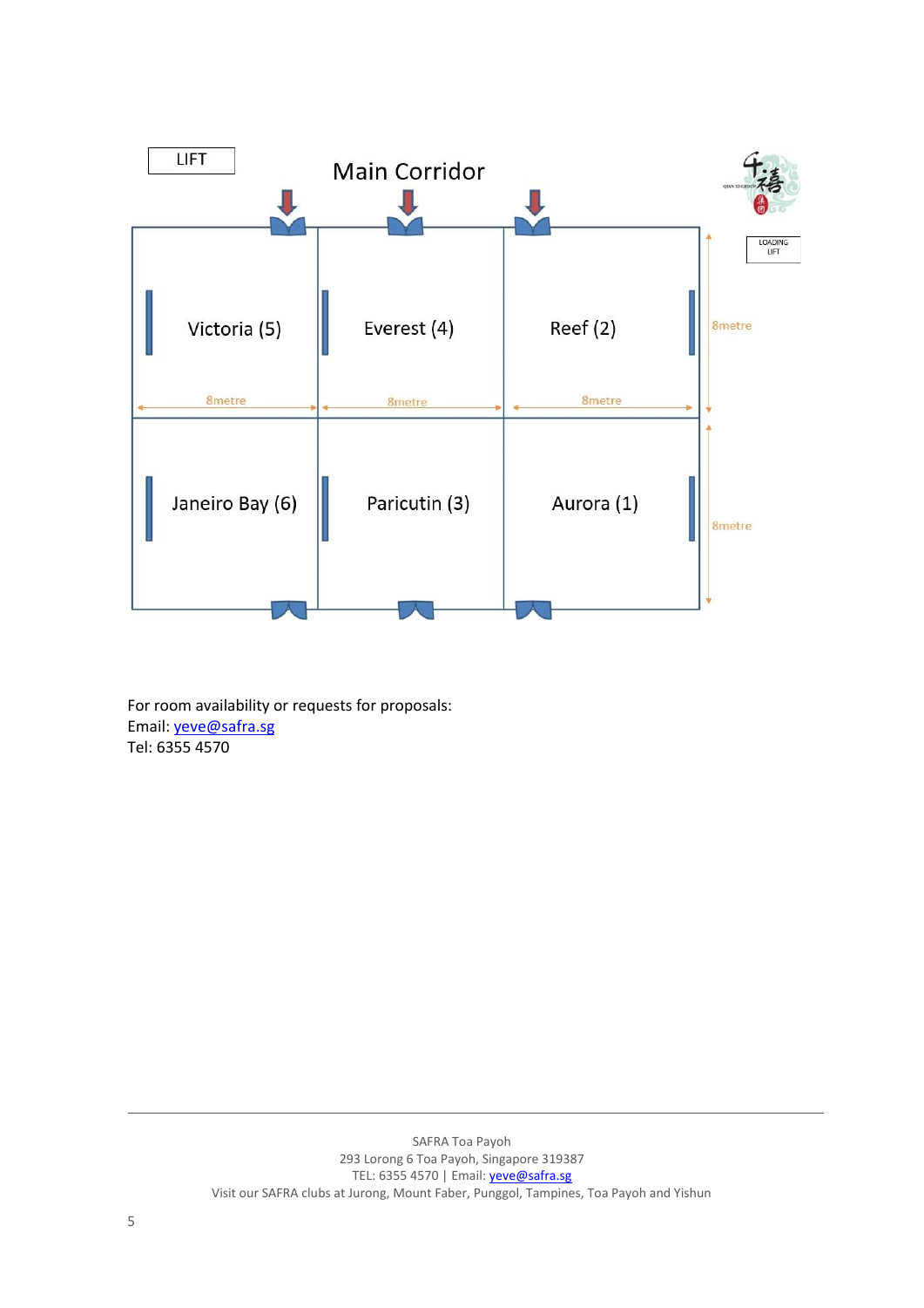LIFT

Main Corridor

LOADING LIFT

Victoria (5)

Everest (4)

Reef (2)

Janeiro Bay (6)

Paricutin (3)

Aurora (1)

8metre

8metre

8metre

8metre

8metre

For room availability or requests for proposals:
Email: yeve@safra.sg
Tel: 6355 4570

SAFRA Toa Payoh
293 Lorong 6 Toa Payoh, Singapore 319387
TEL: 6355 4570 | Email: yeve@safra.sg
Visit our SAFRA clubs at Jurong, Mount Faber, Punggol, Tampines, Toa Payoh and Yishun